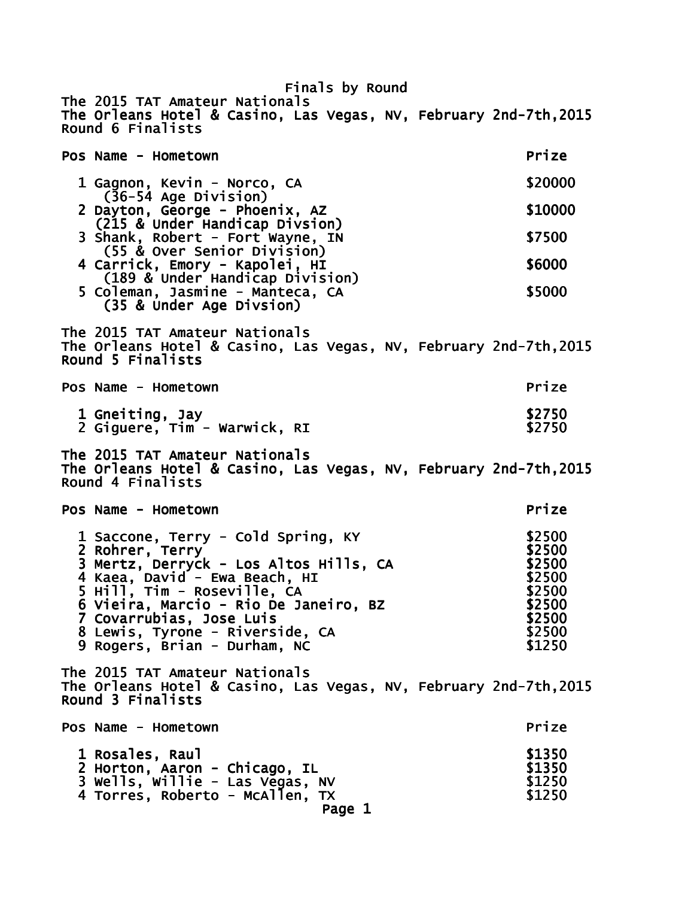# Finals by Round

## The 2015 TAT Amateur Nationals
The Orleans Hotel & Casino, Las Vegas, NV, February 2nd-7th,2015

### Round 6 Finalists

| Pos | Name - Hometown | Prize |
|---|---|---|
| 1 | Gagnon, Kevin - Norco, CA (36-54 Age Division) | $20000 |
| 2 | Dayton, George - Phoenix, AZ (215 & Under Handicap Divsion) | $10000 |
| 3 | Shank, Robert - Fort Wayne, IN (55 & Over Senior Division) | $7500 |
| 4 | Carrick, Emory - Kapolei, HI (189 & Under Handicap Division) | $6000 |
| 5 | Coleman, Jasmine - Manteca, CA (35 & Under Age Divsion) | $5000 |

## The 2015 TAT Amateur Nationals
The Orleans Hotel & Casino, Las Vegas, NV, February 2nd-7th,2015

### Round 5 Finalists

| Pos | Name - Hometown | Prize |
|---|---|---|
| 1 | Gneiting, Jay | $2750 |
| 2 | Giguere, Tim - Warwick, RI | $2750 |

## The 2015 TAT Amateur Nationals
The Orleans Hotel & Casino, Las Vegas, NV, February 2nd-7th,2015

### Round 4 Finalists

| Pos | Name - Hometown | Prize |
|---|---|---|
| 1 | Saccone, Terry - Cold Spring, KY | $2500 |
| 2 | Rohrer, Terry | $2500 |
| 3 | Mertz, Derryck - Los Altos Hills, CA | $2500 |
| 4 | Kaea, David - Ewa Beach, HI | $2500 |
| 5 | Hill, Tim - Roseville, CA | $2500 |
| 6 | Vieira, Marcio - Rio De Janeiro, BZ | $2500 |
| 7 | Covarrubias, Jose Luis | $2500 |
| 8 | Lewis, Tyrone - Riverside, CA | $2500 |
| 9 | Rogers, Brian - Durham, NC | $1250 |

## The 2015 TAT Amateur Nationals
The Orleans Hotel & Casino, Las Vegas, NV, February 2nd-7th,2015

### Round 3 Finalists

| Pos | Name - Hometown | Prize |
|---|---|---|
| 1 | Rosales, Raul | $1350 |
| 2 | Horton, Aaron - Chicago, IL | $1350 |
| 3 | Wells, Willie - Las Vegas, NV | $1250 |
| 4 | Torres, Roberto - McAllen, TX | $1250 |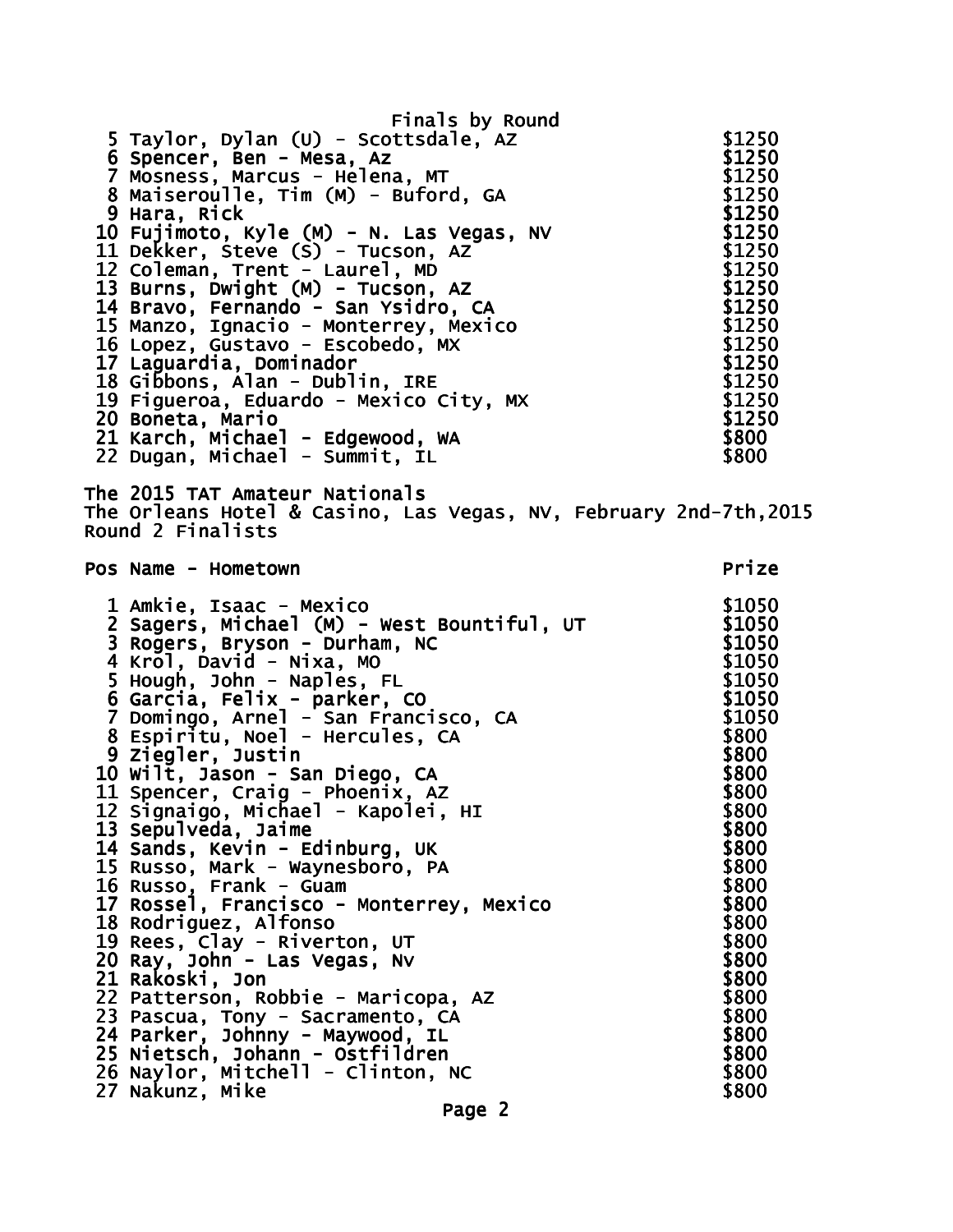Finals by Round

| | | |
|---|---|---|
| 5 | Taylor, Dylan (U) - Scottsdale, AZ | $1250 |
| 6 | Spencer, Ben - Mesa, Az | $1250 |
| 7 | Mosness, Marcus - Helena, MT | $1250 |
| 8 | Maiseroulle, Tim (M) - Buford, GA | $1250 |
| 9 | Hara, Rick | $1250 |
| 10 | Fujimoto, Kyle (M) - N. Las Vegas, NV | $1250 |
| 11 | Dekker, Steve (S) - Tucson, AZ | $1250 |
| 12 | Coleman, Trent - Laurel, MD | $1250 |
| 13 | Burns, Dwight (M) - Tucson, AZ | $1250 |
| 14 | Bravo, Fernando - San Ysidro, CA | $1250 |
| 15 | Manzo, Ignacio - Monterrey, Mexico | $1250 |
| 16 | Lopez, Gustavo - Escobedo, MX | $1250 |
| 17 | Laguardia, Dominador | $1250 |
| 18 | Gibbons, Alan - Dublin, IRE | $1250 |
| 19 | Figueroa, Eduardo - Mexico City, MX | $1250 |
| 20 | Boneta, Mario | $1250 |
| 21 | Karch, Michael - Edgewood, WA | $800 |
| 22 | Dugan, Michael - Summit, IL | $800 |

The 2015 TAT Amateur Nationals
The Orleans Hotel & Casino, Las Vegas, NV, February 2nd-7th,2015
Round 2 Finalists

| Pos | Name - Hometown | Prize |
|---|---|---|
| 1 | Amkie, Isaac - Mexico | $1050 |
| 2 | Sagers, Michael (M) - West Bountiful, UT | $1050 |
| 3 | Rogers, Bryson - Durham, NC | $1050 |
| 4 | Krol, David - Nixa, MO | $1050 |
| 5 | Hough, John - Naples, FL | $1050 |
| 6 | Garcia, Felix - parker, CO | $1050 |
| 7 | Domingo, Arnel - San Francisco, CA | $1050 |
| 8 | Espiritu, Noel - Hercules, CA | $800 |
| 9 | Ziegler, Justin | $800 |
| 10 | Wilt, Jason - San Diego, CA | $800 |
| 11 | Spencer, Craig - Phoenix, AZ | $800 |
| 12 | Signaigo, Michael - Kapolei, HI | $800 |
| 13 | Sepulveda, Jaime | $800 |
| 14 | Sands, Kevin - Edinburg, UK | $800 |
| 15 | Russo, Mark - Waynesboro, PA | $800 |
| 16 | Russo, Frank - Guam | $800 |
| 17 | Rossel, Francisco - Monterrey, Mexico | $800 |
| 18 | Rodriguez, Alfonso | $800 |
| 19 | Rees, Clay - Riverton, UT | $800 |
| 20 | Ray, John - Las Vegas, Nv | $800 |
| 21 | Rakoski, Jon | $800 |
| 22 | Patterson, Robbie - Maricopa, AZ | $800 |
| 23 | Pascua, Tony - Sacramento, CA | $800 |
| 24 | Parker, Johnny - Maywood, IL | $800 |
| 25 | Nietsch, Johann - Ostfildren | $800 |
| 26 | Naylor, Mitchell - Clinton, NC | $800 |
| 27 | Nakunz, Mike | $800 |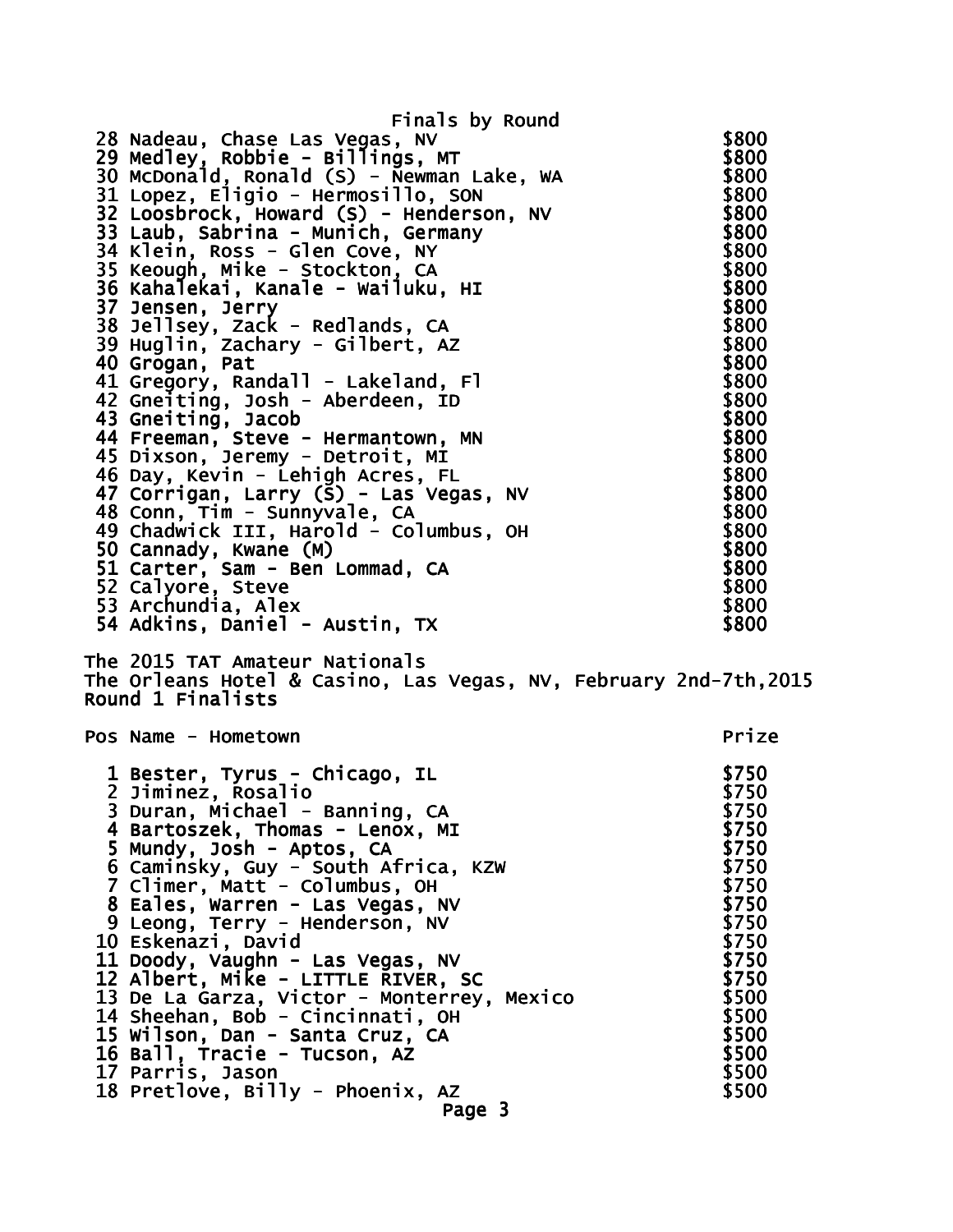Finals by Round

| Pos | Name - Hometown | Prize |
|---|---|---|
| 28 | Nadeau, Chase Las Vegas, NV | $800 |
| 29 | Medley, Robbie - Billings, MT | $800 |
| 30 | McDonald, Ronald (S) - Newman Lake, WA | $800 |
| 31 | Lopez, Eligio - Hermosillo, SON | $800 |
| 32 | Loosbrock, Howard (S) - Henderson, NV | $800 |
| 33 | Laub, Sabrina - Munich, Germany | $800 |
| 34 | Klein, Ross - Glen Cove, NY | $800 |
| 35 | Keough, Mike - Stockton, CA | $800 |
| 36 | Kahalekai, Kanale - Wailuku, HI | $800 |
| 37 | Jensen, Jerry | $800 |
| 38 | Jellsey, Zack - Redlands, CA | $800 |
| 39 | Huglin, Zachary - Gilbert, AZ | $800 |
| 40 | Grogan, Pat | $800 |
| 41 | Gregory, Randall - Lakeland, Fl | $800 |
| 42 | Gneiting, Josh - Aberdeen, ID | $800 |
| 43 | Gneiting, Jacob | $800 |
| 44 | Freeman, Steve - Hermantown, MN | $800 |
| 45 | Dixson, Jeremy - Detroit, MI | $800 |
| 46 | Day, Kevin - Lehigh Acres, FL | $800 |
| 47 | Corrigan, Larry (S) - Las Vegas, NV | $800 |
| 48 | Conn, Tim - Sunnyvale, CA | $800 |
| 49 | Chadwick III, Harold - Columbus, OH | $800 |
| 50 | Cannady, Kwane (M) | $800 |
| 51 | Carter, Sam - Ben Lommad, CA | $800 |
| 52 | Calyore, Steve | $800 |
| 53 | Archundia, Alex | $800 |
| 54 | Adkins, Daniel - Austin, TX | $800 |

The 2015 TAT Amateur Nationals
The Orleans Hotel & Casino, Las Vegas, NV, February 2nd-7th,2015
Round 1 Finalists

| Pos | Name - Hometown | Prize |
|---|---|---|
| 1 | Bester, Tyrus - Chicago, IL | $750 |
| 2 | Jiminez, Rosalio | $750 |
| 3 | Duran, Michael - Banning, CA | $750 |
| 4 | Bartoszek, Thomas - Lenox, MI | $750 |
| 5 | Mundy, Josh - Aptos, CA | $750 |
| 6 | Caminsky, Guy - South Africa, KZW | $750 |
| 7 | Climer, Matt - Columbus, OH | $750 |
| 8 | Eales, Warren - Las Vegas, NV | $750 |
| 9 | Leong, Terry - Henderson, NV | $750 |
| 10 | Eskenazi, David | $750 |
| 11 | Doody, Vaughn - Las Vegas, NV | $750 |
| 12 | Albert, Mike - LITTLE RIVER, SC | $750 |
| 13 | De La Garza, Victor - Monterrey, Mexico | $500 |
| 14 | Sheehan, Bob - Cincinnati, OH | $500 |
| 15 | Wilson, Dan - Santa Cruz, CA | $500 |
| 16 | Ball, Tracie - Tucson, AZ | $500 |
| 17 | Parris, Jason | $500 |
| 18 | Pretlove, Billy - Phoenix, AZ | $500 |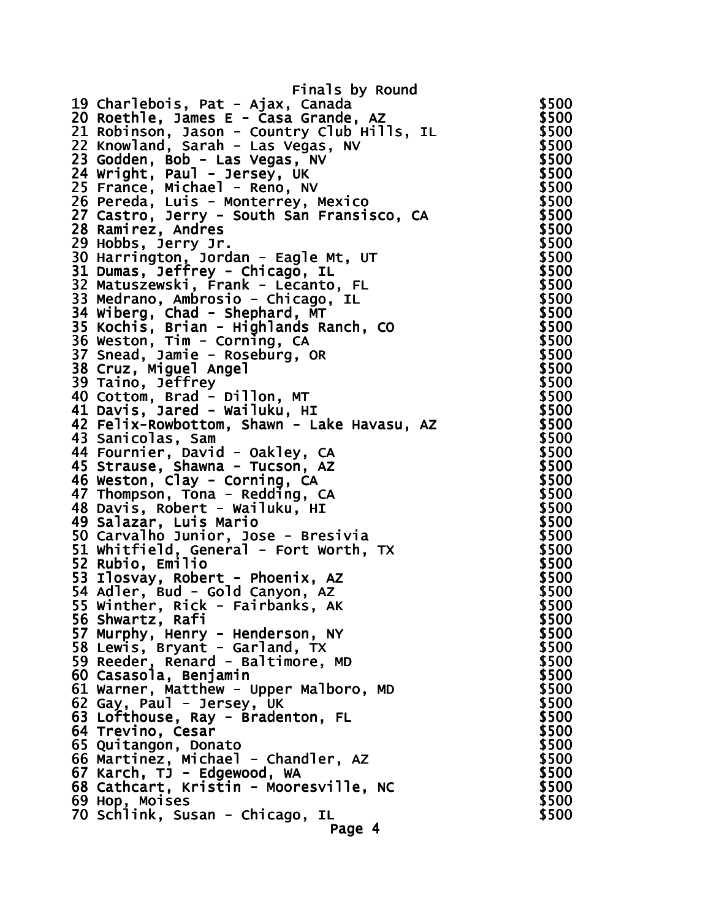Finals by Round

| | | |
|---|---|---|
| 19 | Charlebois, Pat - Ajax, Canada | $500 |
| 20 | Roethle, James E - Casa Grande, AZ | $500 |
| 21 | Robinson, Jason - Country Club Hills, IL | $500 |
| 22 | Knowland, Sarah - Las Vegas, NV | $500 |
| 23 | Godden, Bob - Las Vegas, NV | $500 |
| 24 | Wright, Paul - Jersey, UK | $500 |
| 25 | France, Michael - Reno, NV | $500 |
| 26 | Pereda, Luis - Monterrey, Mexico | $500 |
| 27 | Castro, Jerry - South San Fransisco, CA | $500 |
| 28 | Ramirez, Andres | $500 |
| 29 | Hobbs, Jerry Jr. | $500 |
| 30 | Harrington, Jordan - Eagle Mt, UT | $500 |
| 31 | Dumas, Jeffrey - Chicago, IL | $500 |
| 32 | Matuszewski, Frank - Lecanto, FL | $500 |
| 33 | Medrano, Ambrosio - Chicago, IL | $500 |
| 34 | Wiberg, Chad - Shephard, MT | $500 |
| 35 | Kochis, Brian - Highlands Ranch, CO | $500 |
| 36 | Weston, Tim - Corning, CA | $500 |
| 37 | Snead, Jamie - Roseburg, OR | $500 |
| 38 | Cruz, Miguel Angel | $500 |
| 39 | Taino, Jeffrey | $500 |
| 40 | Cottom, Brad - Dillon, MT | $500 |
| 41 | Davis, Jared - Wailuku, HI | $500 |
| 42 | Felix-Rowbottom, Shawn - Lake Havasu, AZ | $500 |
| 43 | Sanicolas, Sam | $500 |
| 44 | Fournier, David - Oakley, CA | $500 |
| 45 | Strause, Shawna - Tucson, AZ | $500 |
| 46 | Weston, Clay - Corning, CA | $500 |
| 47 | Thompson, Tona - Redding, CA | $500 |
| 48 | Davis, Robert - Wailuku, HI | $500 |
| 49 | Salazar, Luis Mario | $500 |
| 50 | Carvalho Junior, Jose - Bresivia | $500 |
| 51 | Whitfield, General - Fort Worth, TX | $500 |
| 52 | Rubio, Emilio | $500 |
| 53 | Ilosvay, Robert - Phoenix, AZ | $500 |
| 54 | Adler, Bud - Gold Canyon, AZ | $500 |
| 55 | Winther, Rick - Fairbanks, AK | $500 |
| 56 | Shwartz, Rafi | $500 |
| 57 | Murphy, Henry - Henderson, NY | $500 |
| 58 | Lewis, Bryant - Garland, TX | $500 |
| 59 | Reeder, Renard - Baltimore, MD | $500 |
| 60 | Casasola, Benjamin | $500 |
| 61 | Warner, Matthew - Upper Malboro, MD | $500 |
| 62 | Gay, Paul - Jersey, UK | $500 |
| 63 | Lofthouse, Ray - Bradenton, FL | $500 |
| 64 | Trevino, Cesar | $500 |
| 65 | Quitangon, Donato | $500 |
| 66 | Martinez, Michael - Chandler, AZ | $500 |
| 67 | Karch, TJ - Edgewood, WA | $500 |
| 68 | Cathcart, Kristin - Mooresville, NC | $500 |
| 69 | Hop, Moises | $500 |
| 70 | Schlink, Susan - Chicago, IL | $500 |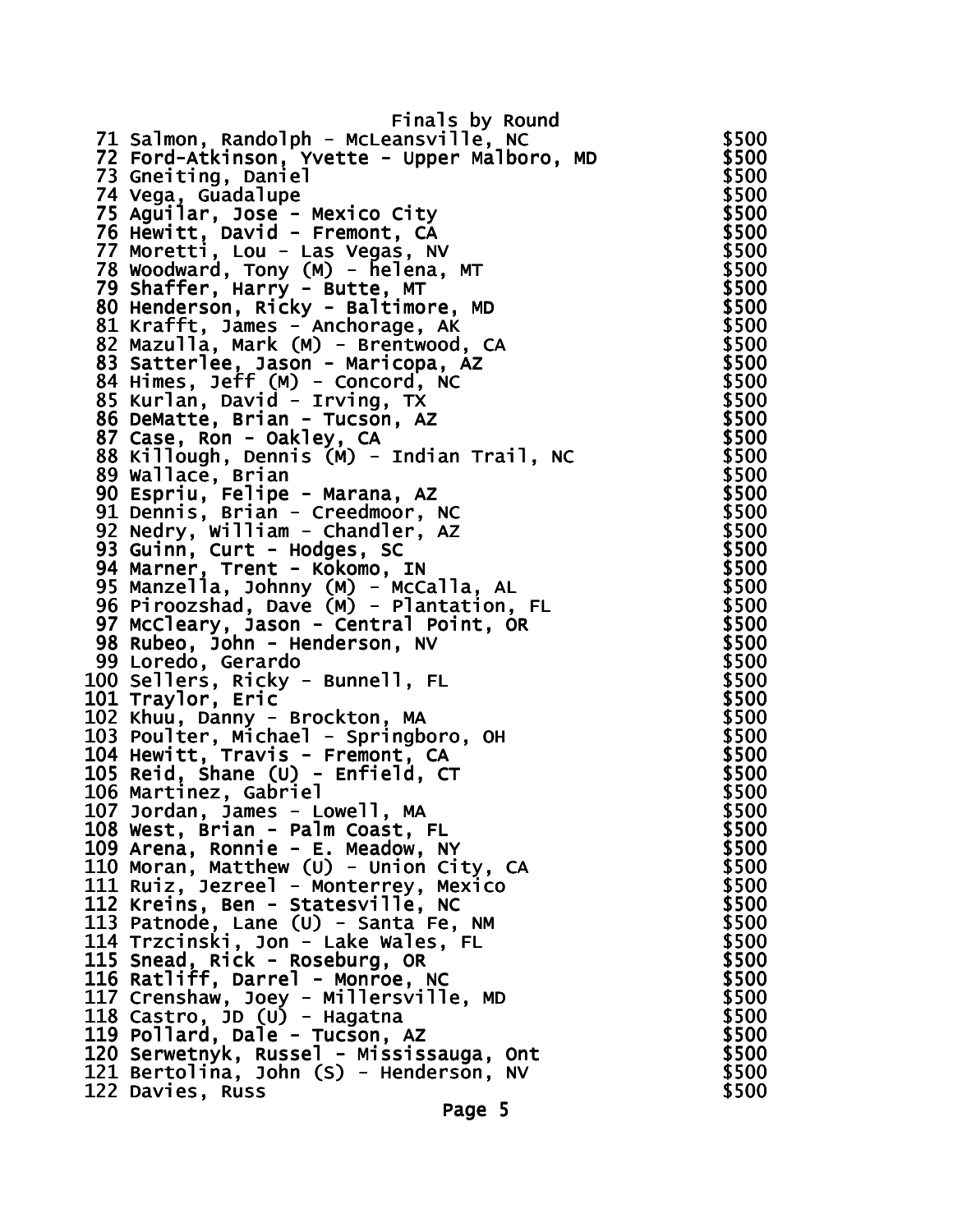Finals by Round

| Place | Name | Prize |
|---|---|---|
| 71 | Salmon, Randolph - McLeansville, NC | $500 |
| 72 | Ford-Atkinson, Yvette - Upper Malboro, MD | $500 |
| 73 | Gneiting, Daniel | $500 |
| 74 | Vega, Guadalupe | $500 |
| 75 | Aguilar, Jose - Mexico City | $500 |
| 76 | Hewitt, David - Fremont, CA | $500 |
| 77 | Moretti, Lou - Las Vegas, NV | $500 |
| 78 | Woodward, Tony (M) - helena, MT | $500 |
| 79 | Shaffer, Harry - Butte, MT | $500 |
| 80 | Henderson, Ricky - Baltimore, MD | $500 |
| 81 | Krafft, James - Anchorage, AK | $500 |
| 82 | Mazulla, Mark (M) - Brentwood, CA | $500 |
| 83 | Satterlee, Jason - Maricopa, AZ | $500 |
| 84 | Himes, Jeff (M) - Concord, NC | $500 |
| 85 | Kurlan, David - Irving, TX | $500 |
| 86 | DeMatte, Brian - Tucson, AZ | $500 |
| 87 | Case, Ron - Oakley, CA | $500 |
| 88 | Killough, Dennis (M) - Indian Trail, NC | $500 |
| 89 | Wallace, Brian | $500 |
| 90 | Espriu, Felipe - Marana, AZ | $500 |
| 91 | Dennis, Brian - Creedmoor, NC | $500 |
| 92 | Nedry, William - Chandler, AZ | $500 |
| 93 | Guinn, Curt - Hodges, SC | $500 |
| 94 | Marner, Trent - Kokomo, IN | $500 |
| 95 | Manzella, Johnny (M) - McCalla, AL | $500 |
| 96 | Piroozshad, Dave (M) - Plantation, FL | $500 |
| 97 | McCleary, Jason - Central Point, OR | $500 |
| 98 | Rubeo, John - Henderson, NV | $500 |
| 99 | Loredo, Gerardo | $500 |
| 100 | Sellers, Ricky - Bunnell, FL | $500 |
| 101 | Traylor, Eric | $500 |
| 102 | Khuu, Danny - Brockton, MA | $500 |
| 103 | Poulter, Michael - Springboro, OH | $500 |
| 104 | Hewitt, Travis - Fremont, CA | $500 |
| 105 | Reid, Shane (U) - Enfield, CT | $500 |
| 106 | Martinez, Gabriel | $500 |
| 107 | Jordan, James - Lowell, MA | $500 |
| 108 | West, Brian - Palm Coast, FL | $500 |
| 109 | Arena, Ronnie - E. Meadow, NY | $500 |
| 110 | Moran, Matthew (U) - Union City, CA | $500 |
| 111 | Ruiz, Jezreel - Monterrey, Mexico | $500 |
| 112 | Kreins, Ben - Statesville, NC | $500 |
| 113 | Patnode, Lane (U) - Santa Fe, NM | $500 |
| 114 | Trzcinski, Jon - Lake Wales, FL | $500 |
| 115 | Snead, Rick - Roseburg, OR | $500 |
| 116 | Ratliff, Darrel - Monroe, NC | $500 |
| 117 | Crenshaw, Joey - Millersville, MD | $500 |
| 118 | Castro, JD (U) - Hagatna | $500 |
| 119 | Pollard, Dale - Tucson, AZ | $500 |
| 120 | Serwetnyk, Russel - Mississauga, Ont | $500 |
| 121 | Bertolina, John (S) - Henderson, NV | $500 |
| 122 | Davies, Russ | $500 |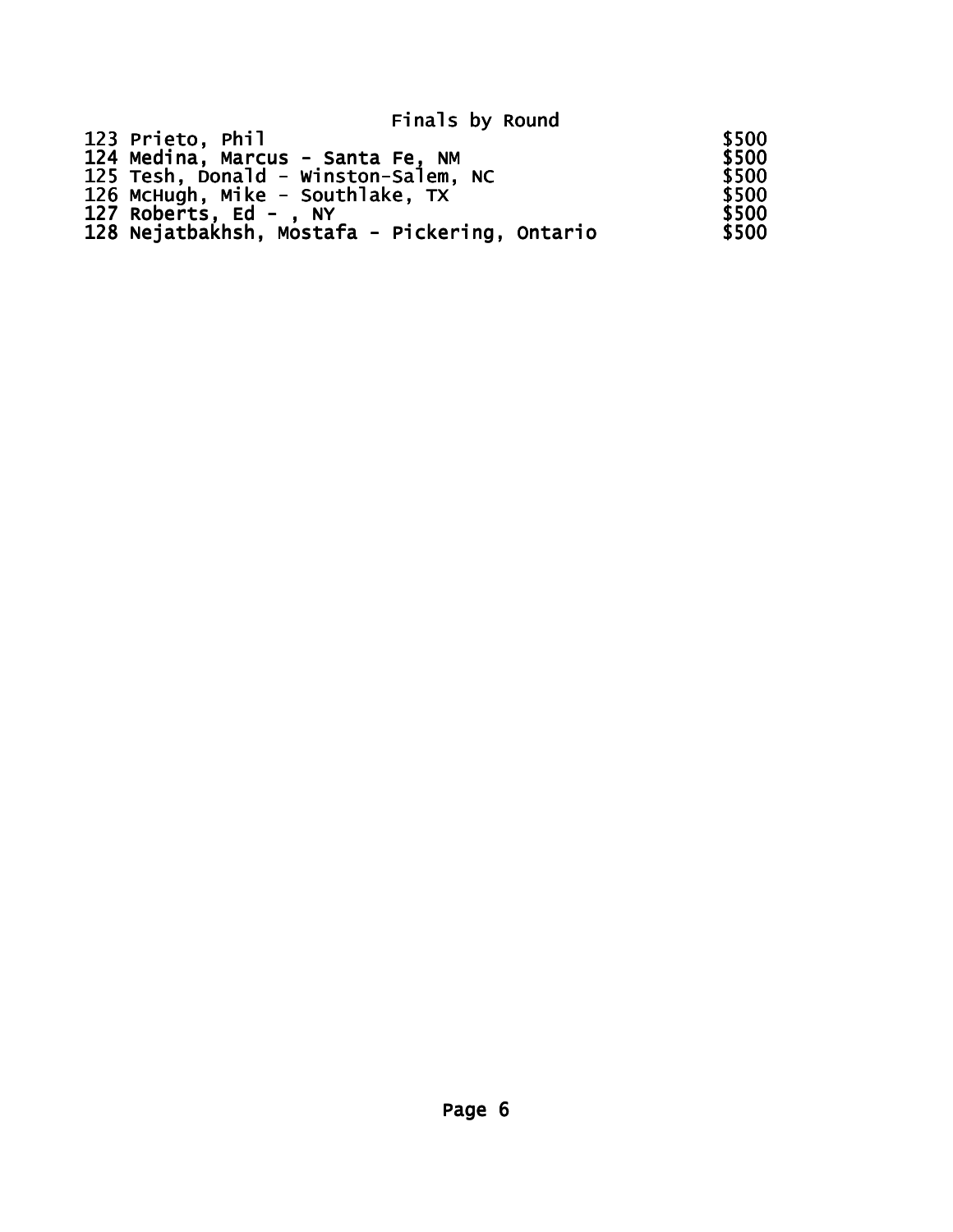Finals by Round

| | | |
|---|---|---|
| 123 | Prieto, Phil | $500 |
| 124 | Medina, Marcus - Santa Fe, NM | $500 |
| 125 | Tesh, Donald - Winston-Salem, NC | $500 |
| 126 | McHugh, Mike - Southlake, TX | $500 |
| 127 | Roberts, Ed - , NY | $500 |
| 128 | Nejatbakhsh, Mostafa - Pickering, Ontario | $500 |